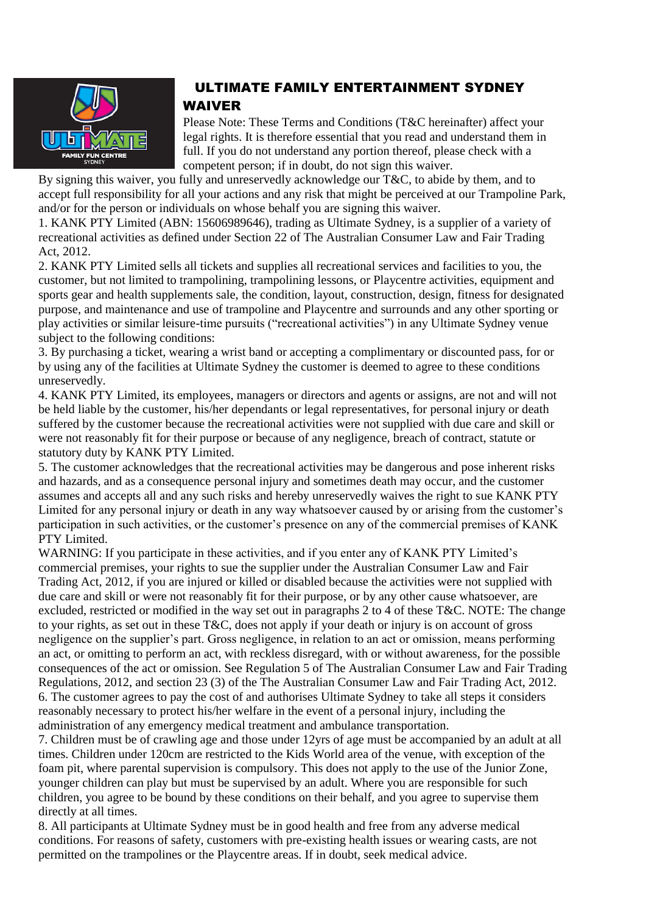# ULTIMATE FAMILY ENTERTAINMENT SYDNEY WAIVER

Please Note: These Terms and Conditions (T&C hereinafter) affect your legal rights. It is therefore essential that you read and understand them in full. If you do not understand any portion thereof, please check with a competent person; if in doubt, do not sign this waiver.

By signing this waiver, you fully and unreservedly acknowledge our T&C, to abide by them, and to accept full responsibility for all your actions and any risk that might be perceived at our Trampoline Park, and/or for the person or individuals on whose behalf you are signing this waiver.

1. KANK PTY Limited (ABN: 15606989646), trading as Ultimate Sydney, is a supplier of a variety of recreational activities as defined under Section 22 of The Australian Consumer Law and Fair Trading Act, 2012.
2. KANK PTY Limited sells all tickets and supplies all recreational services and facilities to you, the customer, but not limited to trampolining, trampolining lessons, or Playcentre activities, equipment and sports gear and health supplements sale, the condition, layout, construction, design, fitness for designated purpose, and maintenance and use of trampoline and Playcentre and surrounds and any other sporting or play activities or similar leisure-time pursuits ("recreational activities") in any Ultimate Sydney venue subject to the following conditions:
3. By purchasing a ticket, wearing a wrist band or accepting a complimentary or discounted pass, for or by using any of the facilities at Ultimate Sydney the customer is deemed to agree to these conditions unreservedly.
4. KANK PTY Limited, its employees, managers or directors and agents or assigns, are not and will not be held liable by the customer, his/her dependants or legal representatives, for personal injury or death suffered by the customer because the recreational activities were not supplied with due care and skill or were not reasonably fit for their purpose or because of any negligence, breach of contract, statute or statutory duty by KANK PTY Limited.
5. The customer acknowledges that the recreational activities may be dangerous and pose inherent risks and hazards, and as a consequence personal injury and sometimes death may occur, and the customer assumes and accepts all and any such risks and hereby unreservedly waives the right to sue KANK PTY Limited for any personal injury or death in any way whatsoever caused by or arising from the customer's participation in such activities, or the customer's presence on any of the commercial premises of KANK PTY Limited.

WARNING: If you participate in these activities, and if you enter any of KANK PTY Limited's commercial premises, your rights to sue the supplier under the Australian Consumer Law and Fair Trading Act, 2012, if you are injured or killed or disabled because the activities were not supplied with due care and skill or were not reasonably fit for their purpose, or by any other cause whatsoever, are excluded, restricted or modified in the way set out in paragraphs 2 to 4 of these T&C. NOTE: The change to your rights, as set out in these T&C, does not apply if your death or injury is on account of gross negligence on the supplier's part. Gross negligence, in relation to an act or omission, means performing an act, or omitting to perform an act, with reckless disregard, with or without awareness, for the possible consequences of the act or omission. See Regulation 5 of The Australian Consumer Law and Fair Trading Regulations, 2012, and section 23 (3) of the The Australian Consumer Law and Fair Trading Act, 2012.

6. The customer agrees to pay the cost of and authorises Ultimate Sydney to take all steps it considers reasonably necessary to protect his/her welfare in the event of a personal injury, including the administration of any emergency medical treatment and ambulance transportation.
7. Children must be of crawling age and those under 12yrs of age must be accompanied by an adult at all times. Children under 120cm are restricted to the Kids World area of the venue, with exception of the foam pit, where parental supervision is compulsory. This does not apply to the use of the Junior Zone, younger children can play but must be supervised by an adult. Where you are responsible for such children, you agree to be bound by these conditions on their behalf, and you agree to supervise them directly at all times.
8. All participants at Ultimate Sydney must be in good health and free from any adverse medical conditions. For reasons of safety, customers with pre-existing health issues or wearing casts, are not permitted on the trampolines or the Playcentre areas. If in doubt, seek medical advice.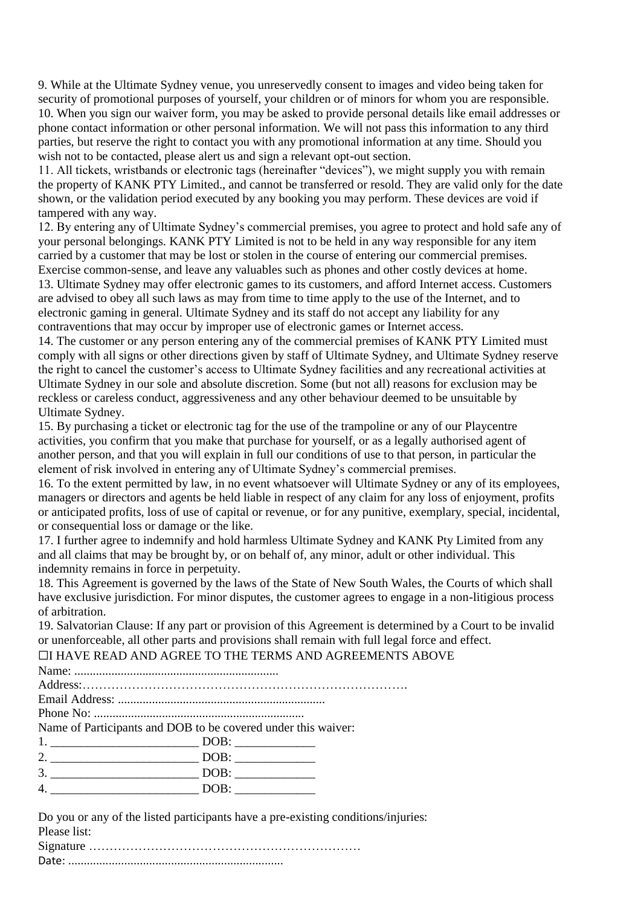9. While at the Ultimate Sydney venue, you unreservedly consent to images and video being taken for security of promotional purposes of yourself, your children or of minors for whom you are responsible.

10. When you sign our waiver form, you may be asked to provide personal details like email addresses or phone contact information or other personal information. We will not pass this information to any third parties, but reserve the right to contact you with any promotional information at any time. Should you wish not to be contacted, please alert us and sign a relevant opt-out section.

11. All tickets, wristbands or electronic tags (hereinafter "devices"), we might supply you with remain the property of KANK PTY Limited., and cannot be transferred or resold. They are valid only for the date shown, or the validation period executed by any booking you may perform. These devices are void if tampered with any way.

12. By entering any of Ultimate Sydney's commercial premises, you agree to protect and hold safe any of your personal belongings. KANK PTY Limited is not to be held in any way responsible for any item carried by a customer that may be lost or stolen in the course of entering our commercial premises. Exercise common-sense, and leave any valuables such as phones and other costly devices at home.

13. Ultimate Sydney may offer electronic games to its customers, and afford Internet access. Customers are advised to obey all such laws as may from time to time apply to the use of the Internet, and to electronic gaming in general. Ultimate Sydney and its staff do not accept any liability for any contraventions that may occur by improper use of electronic games or Internet access.

14. The customer or any person entering any of the commercial premises of KANK PTY Limited must comply with all signs or other directions given by staff of Ultimate Sydney, and Ultimate Sydney reserve the right to cancel the customer's access to Ultimate Sydney facilities and any recreational activities at Ultimate Sydney in our sole and absolute discretion. Some (but not all) reasons for exclusion may be reckless or careless conduct, aggressiveness and any other behaviour deemed to be unsuitable by Ultimate Sydney.

15. By purchasing a ticket or electronic tag for the use of the trampoline or any of our Playcentre activities, you confirm that you make that purchase for yourself, or as a legally authorised agent of another person, and that you will explain in full our conditions of use to that person, in particular the element of risk involved in entering any of Ultimate Sydney's commercial premises.

16. To the extent permitted by law, in no event whatsoever will Ultimate Sydney or any of its employees, managers or directors and agents be held liable in respect of any claim for any loss of enjoyment, profits or anticipated profits, loss of use of capital or revenue, or for any punitive, exemplary, special, incidental, or consequential loss or damage or the like.

17. I further agree to indemnify and hold harmless Ultimate Sydney and KANK Pty Limited from any and all claims that may be brought by, or on behalf of, any minor, adult or other individual. This indemnity remains in force in perpetuity.

18. This Agreement is governed by the laws of the State of New South Wales, the Courts of which shall have exclusive jurisdiction. For minor disputes, the customer agrees to engage in a non-litigious process of arbitration.

19. Salvatorian Clause: If any part or provision of this Agreement is determined by a Court to be invalid or unenforceable, all other parts and provisions shall remain with full legal force and effect.

☐I HAVE READ AND AGREE TO THE TERMS AND AGREEMENTS ABOVE

Name: ..................................................................

Address:……………………………………………………………………….

Email Address: ...................................................................

Phone No: ....................................................................

Name of Participants and DOB to be covered under this waiver:

1. ________________________ DOB: _____________
2. ________________________ DOB: _____________
3. ________________________ DOB: _____________
4. ________________________ DOB: _____________

Do you or any of the listed participants have a pre-existing conditions/injuries:

Please list:

Signature …………………………………………………………

Date: .....................................................................